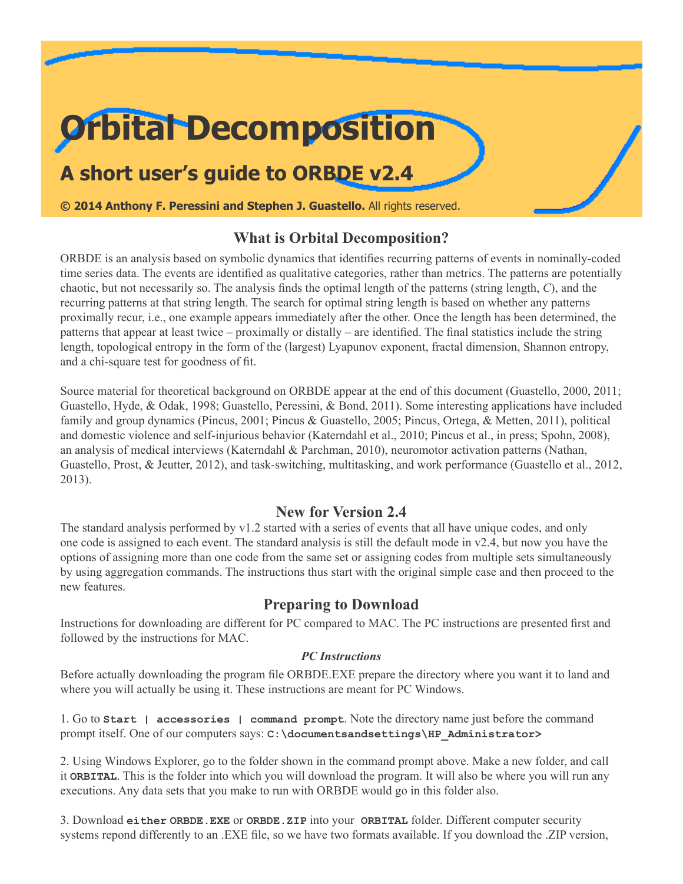# Orbital Decomposition

## A short user's guide to ORBDE v2.4

**© 2014 Anthony F. Peressini and Stephen J. Guastello.** All rights reserved.

## What is Orbital Decomposition?

ORBDE is an analysis based on symbolic dynamics that identifies recurring patterns of events in nominally-coded time series data. The events are identified as qualitative categories, rather than metrics. The patterns are potentially chaotic, but not necessarily so. The analysis finds the optimal length of the patterns (string length, *C*), and the recurring patterns at that string length. The search for optimal string length is based on whether any patterns proximally recur, i.e., one example appears immediately after the other. Once the length has been determined, the patterns that appear at least twice – proximally or distally – are identified. The final statistics include the string length, topological entropy in the form of the (largest) Lyapunov exponent, fractal dimension, Shannon entropy, and a chi-square test for goodness of fit.

Source material for theoretical background on ORBDE appear at the end of this document (Guastello, 2000, 2011; Guastello, Hyde, & Odak, 1998; Guastello, Peressini, & Bond, 2011). Some interesting applications have included family and group dynamics (Pincus, 2001; Pincus & Guastello, 2005; Pincus, Ortega, & Metten, 2011), political and domestic violence and self-injurious behavior (Katerndahl et al., 2010; Pincus et al., in press; Spohn, 2008), an analysis of medical interviews (Katerndahl & Parchman, 2010), neuromotor activation patterns (Nathan, Guastello, Prost, & Jeutter, 2012), and task-switching, multitasking, and work performance (Guastello et al., 2012, 2013).

## New for Version 2.4

The standard analysis performed by v1.2 started with a series of events that all have unique codes, and only one code is assigned to each event. The standard analysis is still the default mode in v2.4, but now you have the options of assigning more than one code from the same set or assigning codes from multiple sets simultaneously by using aggregation commands. The instructions thus start with the original simple case and then proceed to the new features.

## Preparing to Download

Instructions for downloading are different for PC compared to MAC. The PC instructions are presented first and followed by the instructions for MAC.

### *PC Instructions*

Before actually downloading the program file ORBDE.EXE prepare the directory where you want it to land and where you will actually be using it. These instructions are meant for PC Windows.

1. Go to **`Start | accessories | command prompt`**. Note the directory name just before the command prompt itself. One of our computers says: **`C:\documentsandsettings\HP_Administrator>`**

2. Using Windows Explorer, go to the folder shown in the command prompt above. Make a new folder, and call it **`ORBITAL`**. This is the folder into which you will download the program. It will also be where you will run any executions. Any data sets that you make to run with ORBDE would go in this folder also.

3. Download **`either ORBDE.EXE`** or **`ORBDE.ZIP`** into your **`ORBITAL`** folder. Different computer security systems repond differently to an .EXE file, so we have two formats available. If you download the .ZIP version,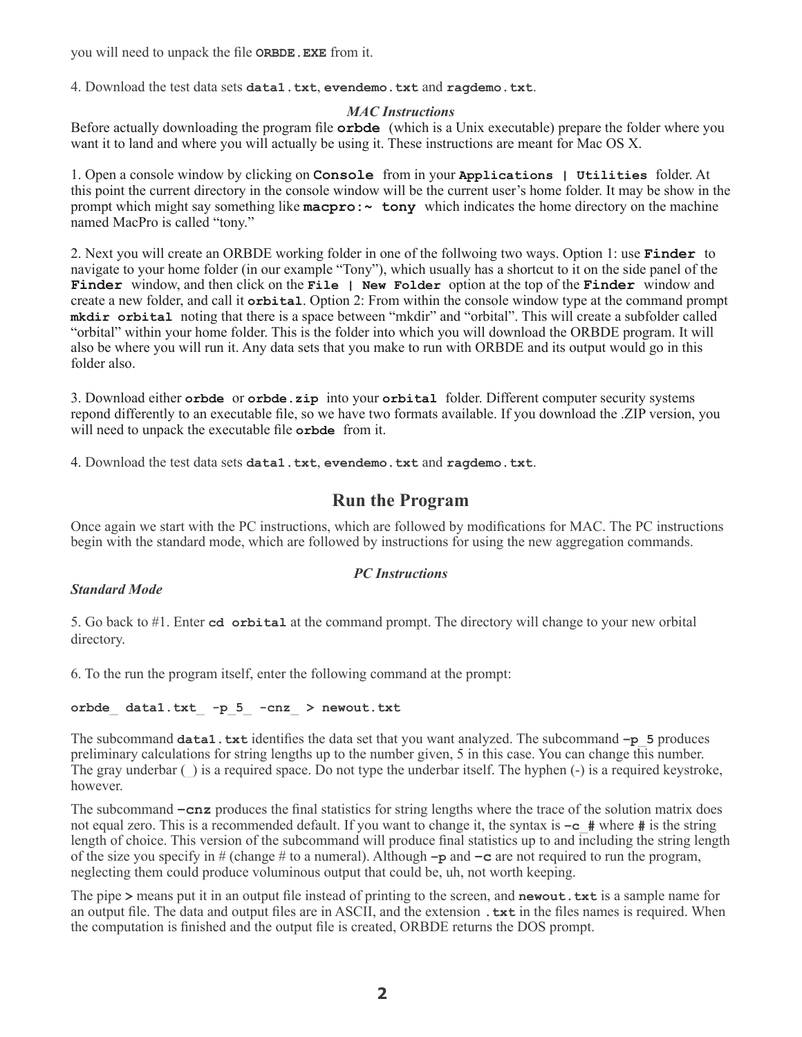you will need to unpack the file **ORBDE.EXE** from it.

4. Download the test data sets **data1.txt**, **evendemo.txt** and **ragdemo.txt**.

### *MAC Instructions*

Before actually downloading the program file **orbde** (which is a Unix executable) prepare the folder where you want it to land and where you will actually be using it. These instructions are meant for Mac OS X.

1. Open a console window by clicking on **Console** from in your **Applications | Utilities** folder. At this point the current directory in the console window will be the current user's home folder. It may be show in the prompt which might say something like **macpro:~ tony** which indicates the home directory on the machine named MacPro is called "tony."

2. Next you will create an ORBDE working folder in one of the follwoing two ways. Option 1: use **Finder** to navigate to your home folder (in our example "Tony"), which usually has a shortcut to it on the side panel of the **Finder** window, and then click on the **File | New Folder** option at the top of the **Finder** window and create a new folder, and call it **orbital**. Option 2: From within the console window type at the command prompt **mkdir orbital** noting that there is a space between "mkdir" and "orbital". This will create a subfolder called "orbital" within your home folder. This is the folder into which you will download the ORBDE program. It will also be where you will run it. Any data sets that you make to run with ORBDE and its output would go in this folder also.

3. Download either **orbde** or **orbde.zip** into your **orbital** folder. Different computer security systems repond differently to an executable file, so we have two formats available. If you download the .ZIP version, you will need to unpack the executable file **orbde** from it.

4. Download the test data sets **data1.txt**, **evendemo.txt** and **ragdemo.txt**.

## Run the Program

Once again we start with the PC instructions, which are followed by modifications for MAC. The PC instructions begin with the standard mode, which are followed by instructions for using the new aggregation commands.

### *PC Instructions*

***Standard Mode***

5. Go back to #1. Enter **cd orbital** at the command prompt. The directory will change to your new orbital directory.

6. To the run the program itself, enter the following command at the prompt:

```
orbde_ data1.txt_ -p_5_ -cnz_ > newout.txt
```

The subcommand **data1.txt** identifies the data set that you want analyzed. The subcommand **–p_5** produces preliminary calculations for string lengths up to the number given, 5 in this case. You can change this number. The gray underbar (_) is a required space. Do not type the underbar itself. The hyphen (-) is a required keystroke, however.

The subcommand **–cnz** produces the final statistics for string lengths where the trace of the solution matrix does not equal zero. This is a recommended default. If you want to change it, the syntax is **–c_#** where **#** is the string length of choice. This version of the subcommand will produce final statistics up to and including the string length of the size you specify in # (change # to a numeral). Although **–p** and **–c** are not required to run the program, neglecting them could produce voluminous output that could be, uh, not worth keeping.

The pipe **>** means put it in an output file instead of printing to the screen, and **newout.txt** is a sample name for an output file. The data and output files are in ASCII, and the extension **.txt** in the files names is required. When the computation is finished and the output file is created, ORBDE returns the DOS prompt.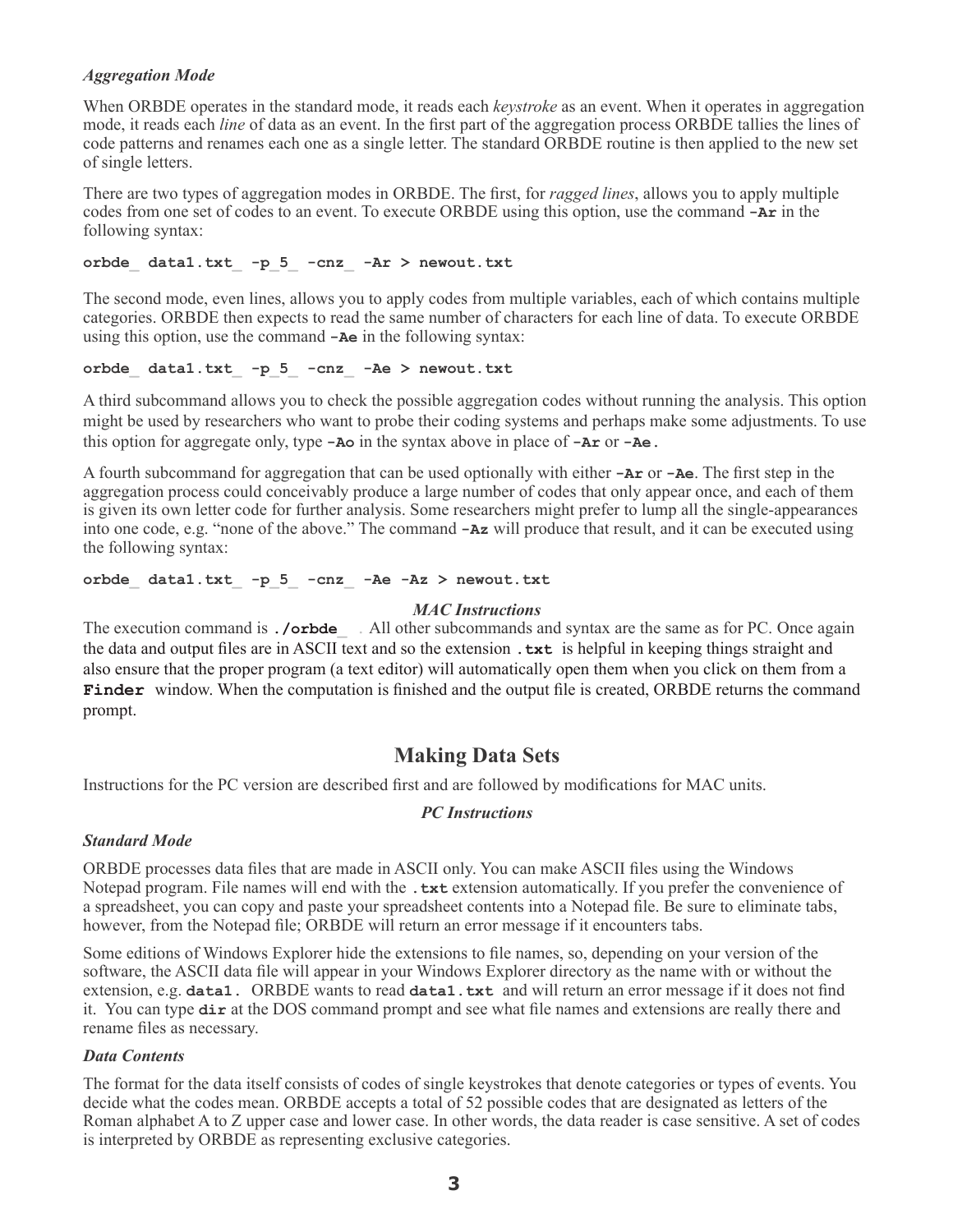### *Aggregation Mode*

When ORBDE operates in the standard mode, it reads each *keystroke* as an event. When it operates in aggregation mode, it reads each *line* of data as an event. In the first part of the aggregation process ORBDE tallies the lines of code patterns and renames each one as a single letter. The standard ORBDE routine is then applied to the new set of single letters.

There are two types of aggregation modes in ORBDE. The first, for *ragged lines*, allows you to apply multiple codes from one set of codes to an event. To execute ORBDE using this option, use the command **-Ar** in the following syntax:

```
orbde_ data1.txt_ -p_5_ -cnz_ -Ar > newout.txt
```

The second mode, even lines, allows you to apply codes from multiple variables, each of which contains multiple categories. ORBDE then expects to read the same number of characters for each line of data. To execute ORBDE using this option, use the command **-Ae** in the following syntax:

```
orbde_ data1.txt_ -p_5_ -cnz_ -Ae > newout.txt
```

A third subcommand allows you to check the possible aggregation codes without running the analysis. This option might be used by researchers who want to probe their coding systems and perhaps make some adjustments. To use this option for aggregate only, type **-Ao** in the syntax above in place of **-Ar** or **-Ae.**

A fourth subcommand for aggregation that can be used optionally with either **-Ar** or **-Ae**. The first step in the aggregation process could conceivably produce a large number of codes that only appear once, and each of them is given its own letter code for further analysis. Some researchers might prefer to lump all the single-appearances into one code, e.g. "none of the above." The command **-Az** will produce that result, and it can be executed using the following syntax:

```
orbde_ data1.txt_ -p_5_ -cnz_ -Ae -Az > newout.txt
```

#### *MAC Instructions*

The execution command is **./orbde_** . All other subcommands and syntax are the same as for PC. Once again the data and output files are in ASCII text and so the extension **.txt** is helpful in keeping things straight and also ensure that the proper program (a text editor) will automatically open them when you click on them from a **Finder** window. When the computation is finished and the output file is created, ORBDE returns the command prompt.

## Making Data Sets

Instructions for the PC version are described first and are followed by modifications for MAC units.

#### *PC Instructions*

### *Standard Mode*

ORBDE processes data files that are made in ASCII only. You can make ASCII files using the Windows Notepad program. File names will end with the **.txt** extension automatically. If you prefer the convenience of a spreadsheet, you can copy and paste your spreadsheet contents into a Notepad file. Be sure to eliminate tabs, however, from the Notepad file; ORBDE will return an error message if it encounters tabs.

Some editions of Windows Explorer hide the extensions to file names, so, depending on your version of the software, the ASCII data file will appear in your Windows Explorer directory as the name with or without the extension, e.g. **data1.** ORBDE wants to read **data1.txt** and will return an error message if it does not find it. You can type **dir** at the DOS command prompt and see what file names and extensions are really there and rename files as necessary.

### *Data Contents*

The format for the data itself consists of codes of single keystrokes that denote categories or types of events. You decide what the codes mean. ORBDE accepts a total of 52 possible codes that are designated as letters of the Roman alphabet A to Z upper case and lower case. In other words, the data reader is case sensitive. A set of codes is interpreted by ORBDE as representing exclusive categories.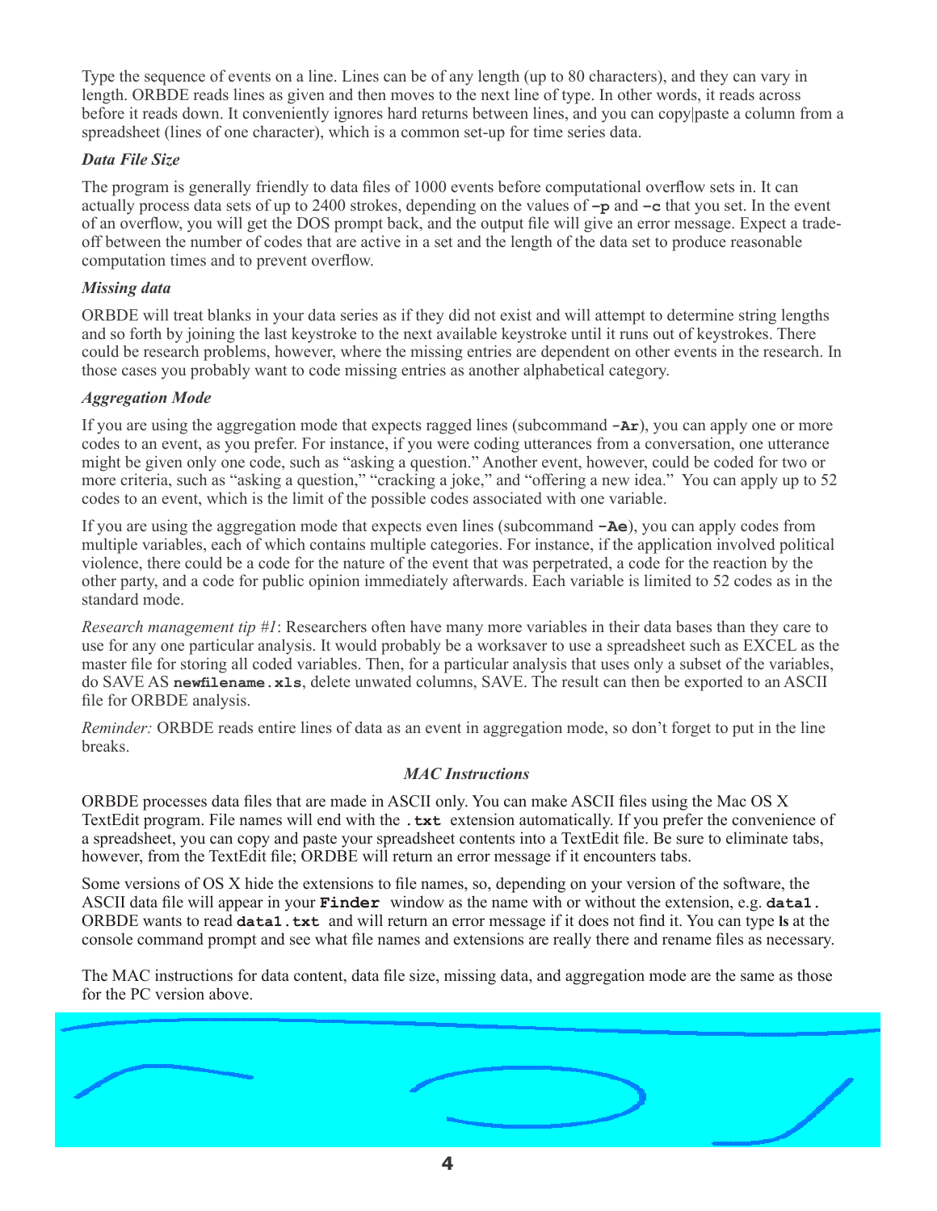Type the sequence of events on a line. Lines can be of any length (up to 80 characters), and they can vary in length. ORBDE reads lines as given and then moves to the next line of type. In other words, it reads across before it reads down. It conveniently ignores hard returns between lines, and you can copy|paste a column from a spreadsheet (lines of one character), which is a common set-up for time series data.

### *Data File Size*

The program is generally friendly to data files of 1000 events before computational overflow sets in. It can actually process data sets of up to 2400 strokes, depending on the values of **-p** and **-c** that you set. In the event of an overflow, you will get the DOS prompt back, and the output file will give an error message. Expect a trade-off between the number of codes that are active in a set and the length of the data set to produce reasonable computation times and to prevent overflow.

### *Missing data*

ORBDE will treat blanks in your data series as if they did not exist and will attempt to determine string lengths and so forth by joining the last keystroke to the next available keystroke until it runs out of keystrokes. There could be research problems, however, where the missing entries are dependent on other events in the research. In those cases you probably want to code missing entries as another alphabetical category.

### *Aggregation Mode*

If you are using the aggregation mode that expects ragged lines (subcommand **-Ar**), you can apply one or more codes to an event, as you prefer. For instance, if you were coding utterances from a conversation, one utterance might be given only one code, such as "asking a question." Another event, however, could be coded for two or more criteria, such as "asking a question," "cracking a joke," and "offering a new idea." You can apply up to 52 codes to an event, which is the limit of the possible codes associated with one variable.

If you are using the aggregation mode that expects even lines (subcommand **-Ae**), you can apply codes from multiple variables, each of which contains multiple categories. For instance, if the application involved political violence, there could be a code for the nature of the event that was perpetrated, a code for the reaction by the other party, and a code for public opinion immediately afterwards. Each variable is limited to 52 codes as in the standard mode.

*Research management tip #1*: Researchers often have many more variables in their data bases than they care to use for any one particular analysis. It would probably be a worksaver to use a spreadsheet such as EXCEL as the master file for storing all coded variables. Then, for a particular analysis that uses only a subset of the variables, do SAVE AS **newfilename.xls**, delete unwated columns, SAVE. The result can then be exported to an ASCII file for ORBDE analysis.

*Reminder:* ORBDE reads entire lines of data as an event in aggregation mode, so don't forget to put in the line breaks.

### *MAC Instructions*

ORBDE processes data files that are made in ASCII only. You can make ASCII files using the Mac OS X TextEdit program. File names will end with the **.txt** extension automatically. If you prefer the convenience of a spreadsheet, you can copy and paste your spreadsheet contents into a TextEdit file. Be sure to eliminate tabs, however, from the TextEdit file; ORDBE will return an error message if it encounters tabs.

Some versions of OS X hide the extensions to file names, so, depending on your version of the software, the ASCII data file will appear in your **Finder** window as the name with or without the extension, e.g. **data1.** ORBDE wants to read **data1.txt** and will return an error message if it does not find it. You can type **ls** at the console command prompt and see what file names and extensions are really there and rename files as necessary.

The MAC instructions for data content, data file size, missing data, and aggregation mode are the same as those for the PC version above.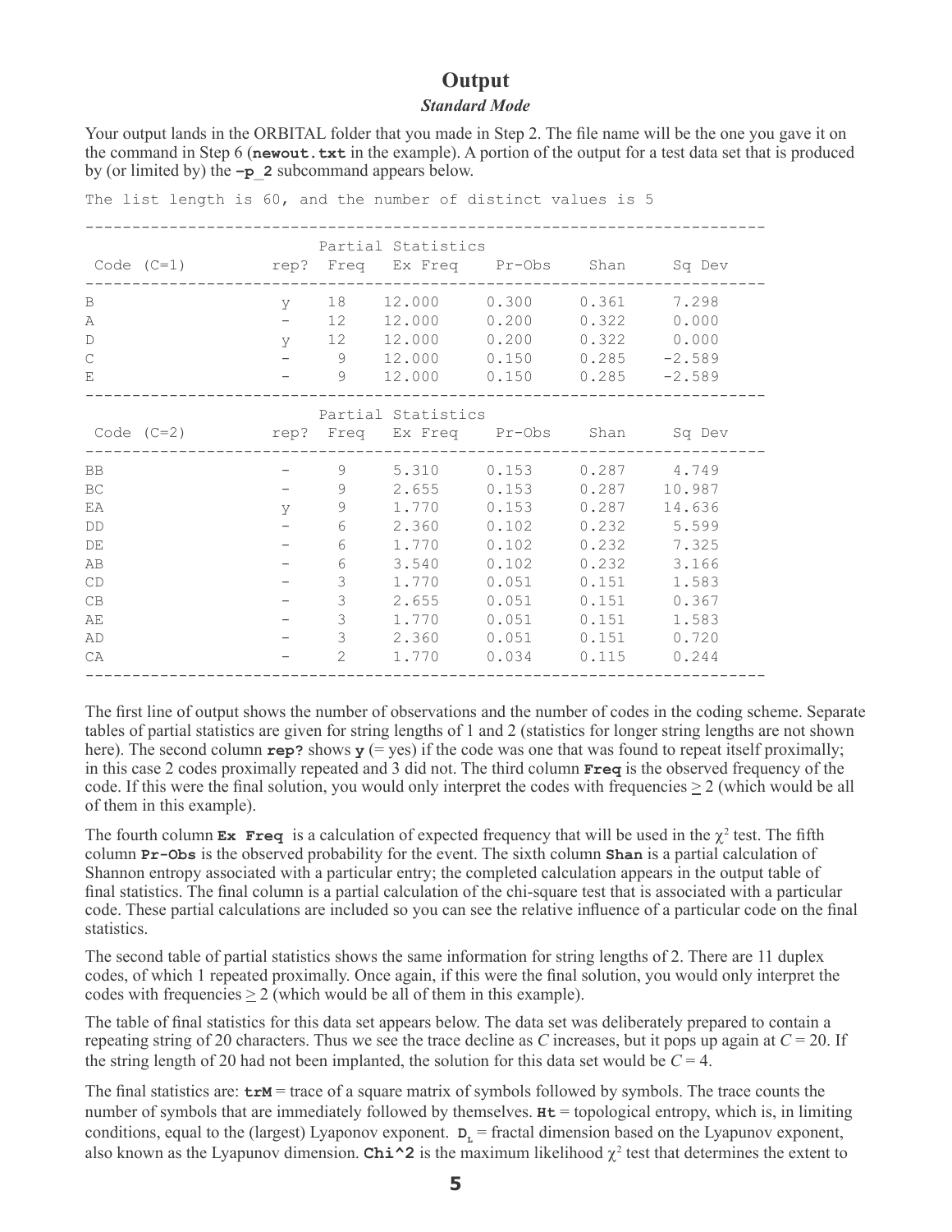# Output

### *Standard Mode*

Your output lands in the ORBITAL folder that you made in Step 2. The file name will be the one you gave it on the command in Step 6 (**newout.txt** in the example). A portion of the output for a test data set that is produced by (or limited by) the **–p_2** subcommand appears below.

```
The list length is 60, and the number of distinct values is 5

-------------------------------------------------------------------------
                         Partial Statistics
 Code (C=1)         rep?  Freq   Ex Freq    Pr-Obs    Shan      Sq Dev
-------------------------------------------------------------------------
B                    y    18    12.000     0.300     0.361     7.298
A                    -    12    12.000     0.200     0.322     0.000
D                    y    12    12.000     0.200     0.322     0.000
C                    -     9    12.000     0.150     0.285    -2.589
E                    -     9    12.000     0.150     0.285    -2.589
-------------------------------------------------------------------------
                         Partial Statistics
 Code (C=2)         rep?  Freq   Ex Freq    Pr-Obs    Shan      Sq Dev
-------------------------------------------------------------------------
BB                   -     9     5.310     0.153     0.287     4.749
BC                   -     9     2.655     0.153     0.287    10.987
EA                   y     9     1.770     0.153     0.287    14.636
DD                   -     6     2.360     0.102     0.232     5.599
DE                   -     6     1.770     0.102     0.232     7.325
AB                   -     6     3.540     0.102     0.232     3.166
CD                   -     3     1.770     0.051     0.151     1.583
CB                   -     3     2.655     0.051     0.151     0.367
AE                   -     3     1.770     0.051     0.151     1.583
AD                   -     3     2.360     0.051     0.151     0.720
CA                   -     2     1.770     0.034     0.115     0.244
-------------------------------------------------------------------------
```

The first line of output shows the number of observations and the number of codes in the coding scheme. Separate tables of partial statistics are given for string lengths of 1 and 2 (statistics for longer string lengths are not shown here). The second column **rep?** shows **y** (= yes) if the code was one that was found to repeat itself proximally; in this case 2 codes proximally repeated and 3 did not. The third column **Freq** is the observed frequency of the code. If this were the final solution, you would only interpret the codes with frequencies $\geq 2$ (which would be all of them in this example).

The fourth column **Ex Freq** is a calculation of expected frequency that will be used in the $\chi^2$ test. The fifth column **Pr-Obs** is the observed probability for the event. The sixth column **Shan** is a partial calculation of Shannon entropy associated with a particular entry; the completed calculation appears in the output table of final statistics. The final column is a partial calculation of the chi-square test that is associated with a particular code. These partial calculations are included so you can see the relative influence of a particular code on the final statistics.

The second table of partial statistics shows the same information for string lengths of 2. There are 11 duplex codes, of which 1 repeated proximally. Once again, if this were the final solution, you would only interpret the codes with frequencies $\geq 2$ (which would be all of them in this example).

The table of final statistics for this data set appears below. The data set was deliberately prepared to contain a repeating string of 20 characters. Thus we see the trace decline as $C$ increases, but it pops up again at $C = 20$. If the string length of 20 had not been implanted, the solution for this data set would be $C = 4$.

The final statistics are: **trM** = trace of a square matrix of symbols followed by symbols. The trace counts the number of symbols that are immediately followed by themselves. **Ht** = topological entropy, which is, in limiting conditions, equal to the (largest) Lyaponov exponent. $\mathbf{D_L}$ = fractal dimension based on the Lyapunov exponent, also known as the Lyapunov dimension. **Chi^2** is the maximum likelihood $\chi^2$ test that determines the extent to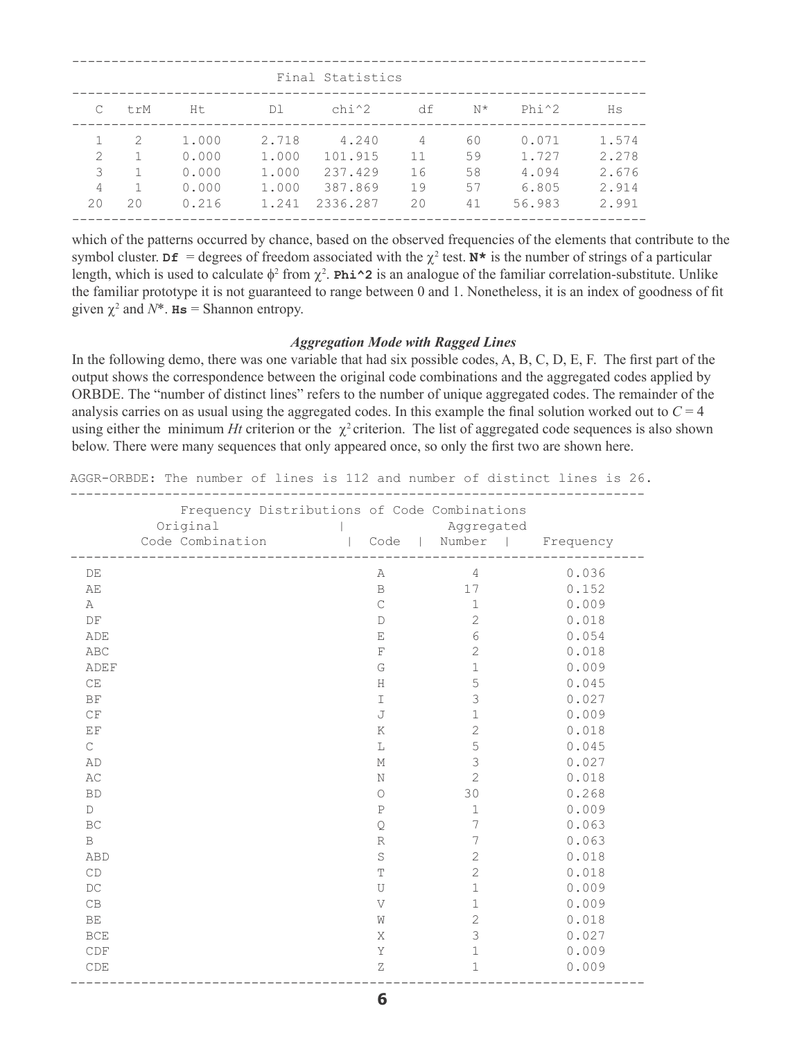| | | | Final Statistics | | | | | |
|---|---|---|---|---|---|---|---|---|
| C | trM | Ht | Dl | chi^2 | df | N* | Phi^2 | Hs |
| 1 | 2 | 1.000 | 2.718 | 4.240 | 4 | 60 | 0.071 | 1.574 |
| 2 | 1 | 0.000 | 1.000 | 101.915 | 11 | 59 | 1.727 | 2.278 |
| 3 | 1 | 0.000 | 1.000 | 237.429 | 16 | 58 | 4.094 | 2.676 |
| 4 | 1 | 0.000 | 1.000 | 387.869 | 19 | 57 | 6.805 | 2.914 |
| 20 | 20 | 0.216 | 1.241 | 2336.287 | 20 | 41 | 56.983 | 2.991 |

which of the patterns occurred by chance, based on the observed frequencies of the elements that contribute to the symbol cluster. **Df** = degrees of freedom associated with the $\chi^2$ test. **N*** is the number of strings of a particular length, which is used to calculate $\phi^2$ from $\chi^2$. **Phi^2** is an analogue of the familiar correlation-substitute. Unlike the familiar prototype it is not guaranteed to range between 0 and 1. Nonetheless, it is an index of goodness of fit given $\chi^2$ and $N^*$. **Hs** = Shannon entropy.

### *Aggregation Mode with Ragged Lines*

In the following demo, there was one variable that had six possible codes, A, B, C, D, E, F. The first part of the output shows the correspondence between the original code combinations and the aggregated codes applied by ORBDE. The "number of distinct lines" refers to the number of unique aggregated codes. The remainder of the analysis carries on as usual using the aggregated codes. In this example the final solution worked out to $C = 4$ using either the minimum $Ht$ criterion or the $\chi^2$ criterion. The list of aggregated code sequences is also shown below. There were many sequences that only appeared once, so only the first two are shown here.

AGGR-ORBDE: The number of lines is 112 and number of distinct lines is 26.

| Frequency Distributions of Code Combinations<br>Original<br>Code Combination | Aggregated<br>Code | Number | Frequency |
|---|---|---|---|
| DE | A | 4 | 0.036 |
| AE | B | 17 | 0.152 |
| A | C | 1 | 0.009 |
| DF | D | 2 | 0.018 |
| ADE | E | 6 | 0.054 |
| ABC | F | 2 | 0.018 |
| ADEF | G | 1 | 0.009 |
| CE | H | 5 | 0.045 |
| BF | I | 3 | 0.027 |
| CF | J | 1 | 0.009 |
| EF | K | 2 | 0.018 |
| C | L | 5 | 0.045 |
| AD | M | 3 | 0.027 |
| AC | N | 2 | 0.018 |
| BD | O | 30 | 0.268 |
| D | P | 1 | 0.009 |
| BC | Q | 7 | 0.063 |
| B | R | 7 | 0.063 |
| ABD | S | 2 | 0.018 |
| CD | T | 2 | 0.018 |
| DC | U | 1 | 0.009 |
| CB | V | 1 | 0.009 |
| BE | W | 2 | 0.018 |
| BCE | X | 3 | 0.027 |
| CDF | Y | 1 | 0.009 |
| CDE | Z | 1 | 0.009 |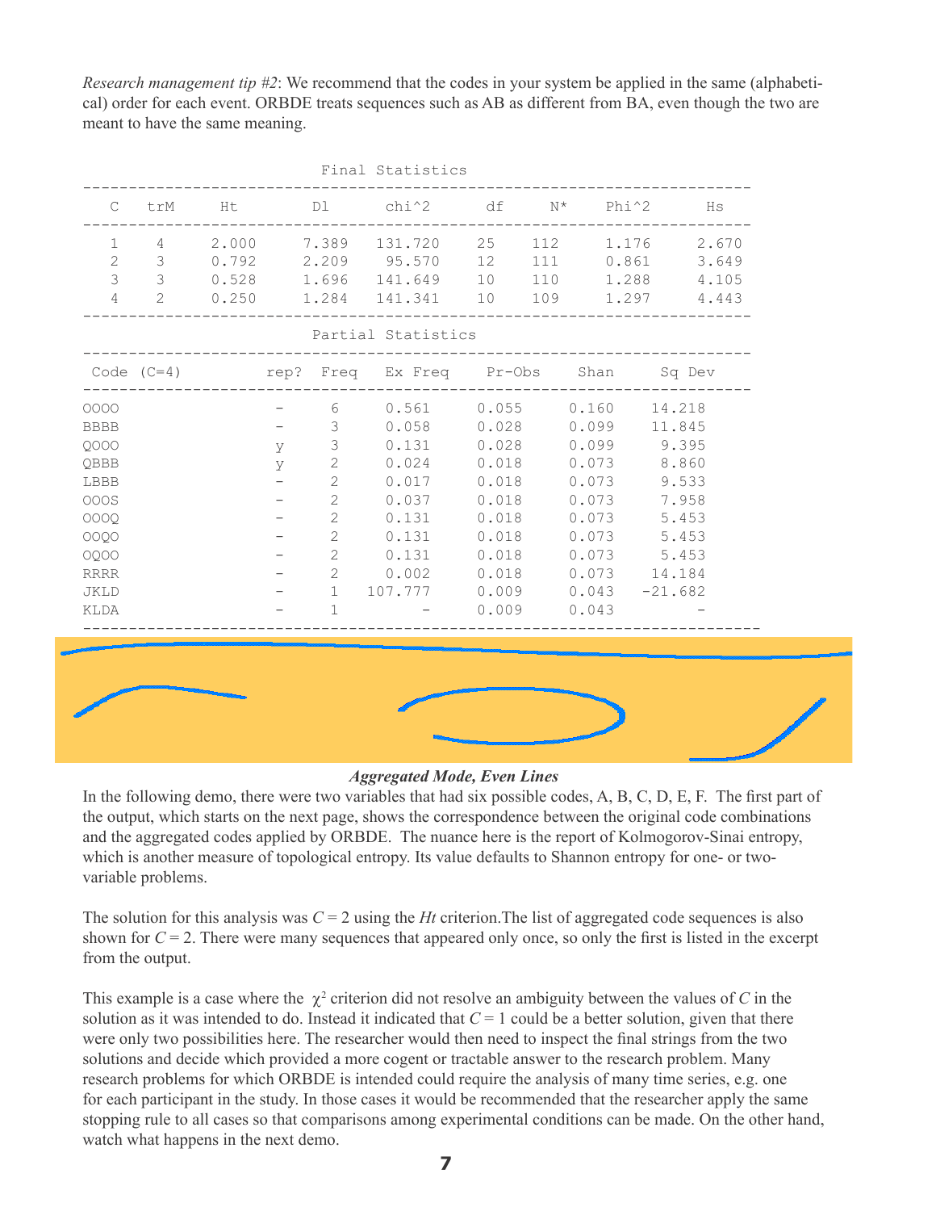*Research management tip #2*: We recommend that the codes in your system be applied in the same (alphabetical) order for each event. ORBDE treats sequences such as AB as different from BA, even though the two are meant to have the same meaning.

```
                             Final Statistics
--------------------------------------------------------------------------
   C   trM     Ht        Dl       chi^2      df      N*     Phi^2      Hs
--------------------------------------------------------------------------
   1    4    2.000     7.389    131.720    25     112      1.176     2.670
   2    3    0.792     2.209     95.570    12     111      0.861     3.649
   3    3    0.528     1.696    141.649    10     110      1.288     4.105
   4    2    0.250     1.284    141.341    10     109      1.297     4.443
--------------------------------------------------------------------------
                            Partial Statistics
--------------------------------------------------------------------------
 Code  (C=4)          rep?  Freq    Ex Freq    Pr-Obs     Shan      Sq Dev
--------------------------------------------------------------------------
OOOO                   -     6      0.561     0.055     0.160     14.218
BBBB                   -     3      0.058     0.028     0.099     11.845
QOOO                   y     3      0.131     0.028     0.099      9.395
QBBB                   y     2      0.024     0.018     0.073      8.860
LBBB                   -     2      0.017     0.018     0.073      9.533
OOOS                   -     2      0.037     0.018     0.073      7.958
OOOQ                   -     2      0.131     0.018     0.073      5.453
OOQO                   -     2      0.131     0.018     0.073      5.453
OQOO                   -     2      0.131     0.018     0.073      5.453
RRRR                   -     2      0.002     0.018     0.073     14.184
JKLD                   -     1    107.777     0.009     0.043    -21.682
KLDA                   -     1        -       0.009     0.043        -
---------------------------------------------------------------------------
```

### *Aggregated Mode, Even Lines*

In the following demo, there were two variables that had six possible codes, A, B, C, D, E, F. The first part of the output, which starts on the next page, shows the correspondence between the original code combinations and the aggregated codes applied by ORBDE. The nuance here is the report of Kolmogorov-Sinai entropy, which is another measure of topological entropy. Its value defaults to Shannon entropy for one- or two-variable problems.

The solution for this analysis was $C = 2$ using the $Ht$ criterion. The list of aggregated code sequences is also shown for $C = 2$. There were many sequences that appeared only once, so only the first is listed in the excerpt from the output.

This example is a case where the $\chi^2$ criterion did not resolve an ambiguity between the values of $C$ in the solution as it was intended to do. Instead it indicated that $C = 1$ could be a better solution, given that there were only two possibilities here. The researcher would then need to inspect the final strings from the two solutions and decide which provided a more cogent or tractable answer to the research problem. Many research problems for which ORBDE is intended could require the analysis of many time series, e.g. one for each participant in the study. In those cases it would be recommended that the researcher apply the same stopping rule to all cases so that comparisons among experimental conditions can be made. On the other hand, watch what happens in the next demo.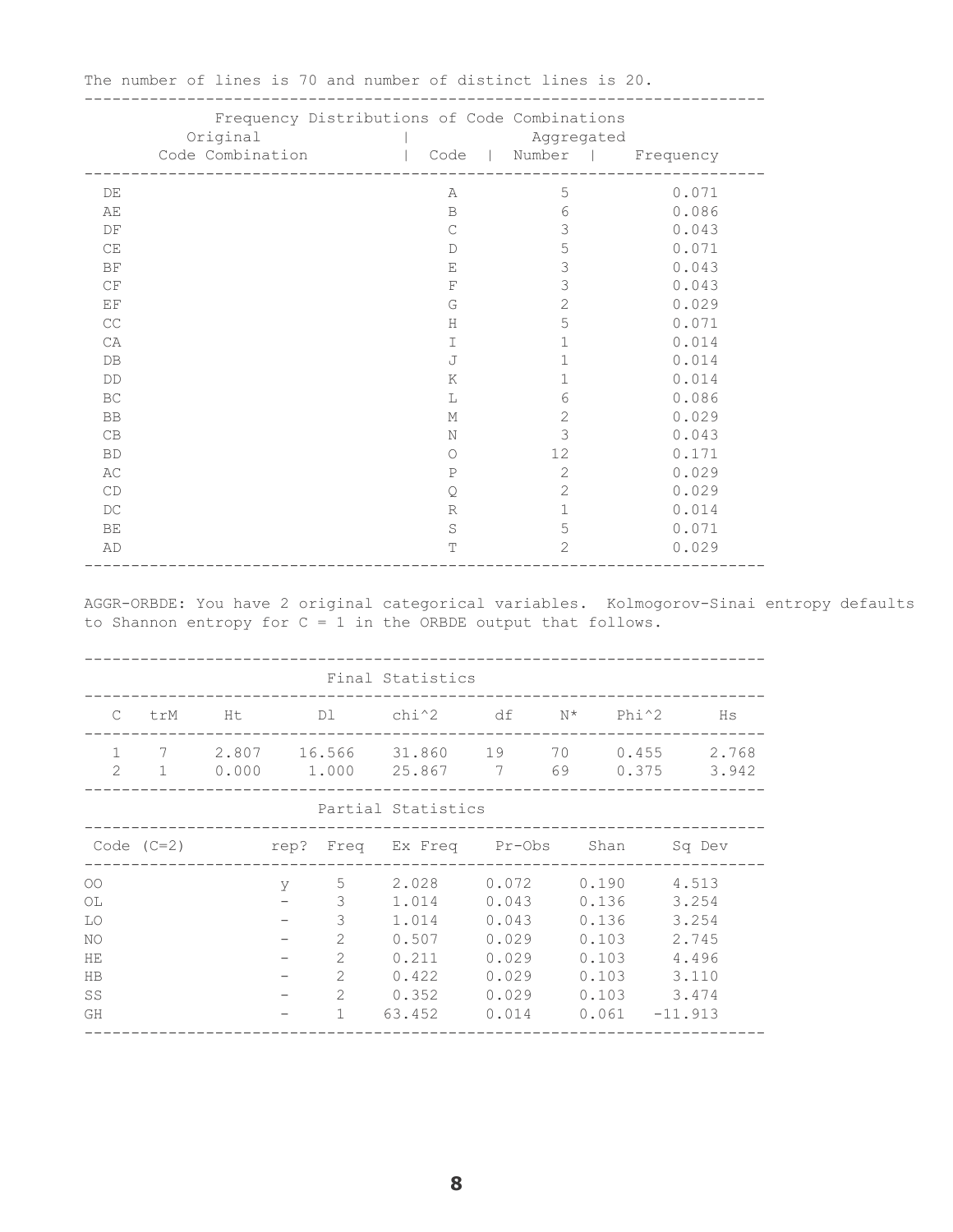The number of lines is 70 and number of distinct lines is 20.

| Original Code Combination | Aggregated Code | Number | Frequency |
|---|---|---|---|
| DE | A | 5 | 0.071 |
| AE | B | 6 | 0.086 |
| DF | C | 3 | 0.043 |
| CE | D | 5 | 0.071 |
| BF | E | 3 | 0.043 |
| CF | F | 3 | 0.043 |
| EF | G | 2 | 0.029 |
| CC | H | 5 | 0.071 |
| CA | I | 1 | 0.014 |
| DB | J | 1 | 0.014 |
| DD | K | 1 | 0.014 |
| BC | L | 6 | 0.086 |
| BB | M | 2 | 0.029 |
| CB | N | 3 | 0.043 |
| BD | O | 12 | 0.171 |
| AC | P | 2 | 0.029 |
| CD | Q | 2 | 0.029 |
| DC | R | 1 | 0.014 |
| BE | S | 5 | 0.071 |
| AD | T | 2 | 0.029 |

AGGR-ORBDE: You have 2 original categorical variables. Kolmogorov-Sinai entropy defaults to Shannon entropy for C = 1 in the ORBDE output that follows.

**Final Statistics**

| C | trM | Ht | Dl | chi^2 | df | N* | Phi^2 | Hs |
|---|---|---|---|---|---|---|---|---|
| 1 | 7 | 2.807 | 16.566 | 31.860 | 19 | 70 | 0.455 | 2.768 |
| 2 | 1 | 0.000 | 1.000 | 25.867 | 7 | 69 | 0.375 | 3.942 |

**Partial Statistics**

| Code (C=2) | rep? | Freq | Ex Freq | Pr-Obs | Shan | Sq Dev |
|---|---|---|---|---|---|---|
| OO | y | 5 | 2.028 | 0.072 | 0.190 | 4.513 |
| OL | - | 3 | 1.014 | 0.043 | 0.136 | 3.254 |
| LO | - | 3 | 1.014 | 0.043 | 0.136 | 3.254 |
| NO | - | 2 | 0.507 | 0.029 | 0.103 | 2.745 |
| HE | - | 2 | 0.211 | 0.029 | 0.103 | 4.496 |
| HB | - | 2 | 0.422 | 0.029 | 0.103 | 3.110 |
| SS | - | 2 | 0.352 | 0.029 | 0.103 | 3.474 |
| GH | - | 1 | 63.452 | 0.014 | 0.061 | -11.913 |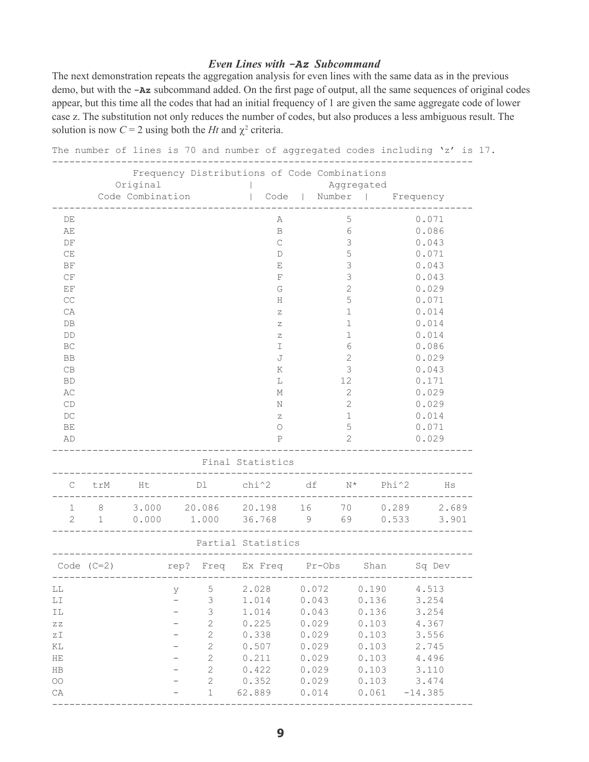### *Even Lines with* **-Az** *Subcommand*

The next demonstration repeats the aggregation analysis for even lines with the same data as in the previous demo, but with the **-Az** subcommand added. On the first page of output, all the same sequences of original codes appear, but this time all the codes that had an initial frequency of 1 are given the same aggregate code of lower case z. The substitution not only reduces the number of codes, but also produces a less ambiguous result. The solution is now $C = 2$ using both the $Ht$ and $\chi^2$ criteria.

The number of lines is 70 and number of aggregated codes including 'z' is 17.

Frequency Distributions of Code Combinations

| Original Code Combination | Aggregated Code | Number | Frequency |
|---|---|---|---|
| DE | A | 5 | 0.071 |
| AE | B | 6 | 0.086 |
| DF | C | 3 | 0.043 |
| CE | D | 5 | 0.071 |
| BF | E | 3 | 0.043 |
| CF | F | 3 | 0.043 |
| EF | G | 2 | 0.029 |
| CC | H | 5 | 0.071 |
| CA | z | 1 | 0.014 |
| DB | z | 1 | 0.014 |
| DD | z | 1 | 0.014 |
| BC | I | 6 | 0.086 |
| BB | J | 2 | 0.029 |
| CB | K | 3 | 0.043 |
| BD | L | 12 | 0.171 |
| AC | M | 2 | 0.029 |
| CD | N | 2 | 0.029 |
| DC | z | 1 | 0.014 |
| BE | O | 5 | 0.071 |
| AD | P | 2 | 0.029 |

Final Statistics

| C | trM | Ht | Dl | chi^2 | df | N* | Phi^2 | Hs |
|---|---|---|---|---|---|---|---|---|
| 1 | 8 | 3.000 | 20.086 | 20.198 | 16 | 70 | 0.289 | 2.689 |
| 2 | 1 | 0.000 | 1.000 | 36.768 | 9 | 69 | 0.533 | 3.901 |

Partial Statistics

| Code (C=2) | rep? | Freq | Ex Freq | Pr-Obs | Shan | Sq Dev |
|---|---|---|---|---|---|---|
| LL | y | 5 | 2.028 | 0.072 | 0.190 | 4.513 |
| LI | - | 3 | 1.014 | 0.043 | 0.136 | 3.254 |
| IL | - | 3 | 1.014 | 0.043 | 0.136 | 3.254 |
| zz | - | 2 | 0.225 | 0.029 | 0.103 | 4.367 |
| zI | - | 2 | 0.338 | 0.029 | 0.103 | 3.556 |
| KL | - | 2 | 0.507 | 0.029 | 0.103 | 2.745 |
| HE | - | 2 | 0.211 | 0.029 | 0.103 | 4.496 |
| HB | - | 2 | 0.422 | 0.029 | 0.103 | 3.110 |
| OO | - | 2 | 0.352 | 0.029 | 0.103 | 3.474 |
| CA | - | 1 | 62.889 | 0.014 | 0.061 | -14.385 |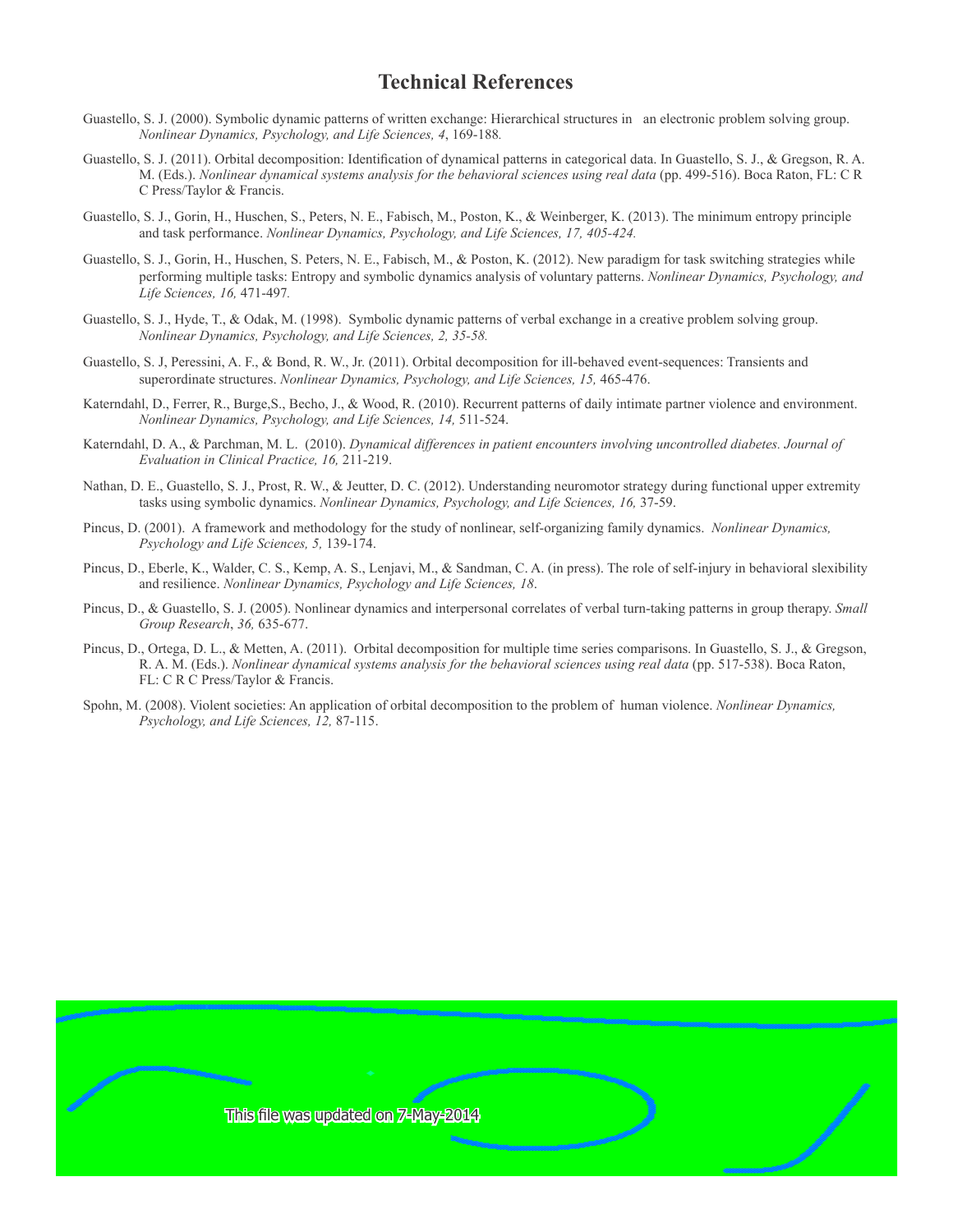# Technical References

Guastello, S. J. (2000). Symbolic dynamic patterns of written exchange: Hierarchical structures in an electronic problem solving group. *Nonlinear Dynamics, Psychology, and Life Sciences, 4*, 169-188*.*

Guastello, S. J. (2011). Orbital decomposition: Identification of dynamical patterns in categorical data. In Guastello, S. J., & Gregson, R. A. M. (Eds.). *Nonlinear dynamical systems analysis for the behavioral sciences using real data* (pp. 499-516). Boca Raton, FL: C R C Press/Taylor & Francis.

Guastello, S. J., Gorin, H., Huschen, S., Peters, N. E., Fabisch, M., Poston, K., & Weinberger, K. (2013). The minimum entropy principle and task performance. *Nonlinear Dynamics, Psychology, and Life Sciences, 17, 405-424.*

Guastello, S. J., Gorin, H., Huschen, S. Peters, N. E., Fabisch, M., & Poston, K. (2012). New paradigm for task switching strategies while performing multiple tasks: Entropy and symbolic dynamics analysis of voluntary patterns. *Nonlinear Dynamics, Psychology, and Life Sciences, 16,* 471-497*.*

Guastello, S. J., Hyde, T., & Odak, M. (1998). Symbolic dynamic patterns of verbal exchange in a creative problem solving group. *Nonlinear Dynamics, Psychology, and Life Sciences, 2, 35-58.*

Guastello, S. J, Peressini, A. F., & Bond, R. W., Jr. (2011). Orbital decomposition for ill-behaved event-sequences: Transients and superordinate structures. *Nonlinear Dynamics, Psychology, and Life Sciences, 15,* 465-476.

Katerndahl, D., Ferrer, R., Burge,S., Becho, J., & Wood, R. (2010). Recurrent patterns of daily intimate partner violence and environment. *Nonlinear Dynamics, Psychology, and Life Sciences, 14,* 511-524.

Katerndahl, D. A., & Parchman, M. L. (2010). *Dynamical differences in patient encounters involving uncontrolled diabetes. Journal of Evaluation in Clinical Practice, 16,* 211-219.

Nathan, D. E., Guastello, S. J., Prost, R. W., & Jeutter, D. C. (2012). Understanding neuromotor strategy during functional upper extremity tasks using symbolic dynamics. *Nonlinear Dynamics, Psychology, and Life Sciences, 16,* 37-59.

Pincus, D. (2001). A framework and methodology for the study of nonlinear, self-organizing family dynamics. *Nonlinear Dynamics, Psychology and Life Sciences, 5,* 139-174.

Pincus, D., Eberle, K., Walder, C. S., Kemp, A. S., Lenjavi, M., & Sandman, C. A. (in press). The role of self-injury in behavioral slexibility and resilience. *Nonlinear Dynamics, Psychology and Life Sciences, 18*.

Pincus, D., & Guastello, S. J. (2005). Nonlinear dynamics and interpersonal correlates of verbal turn-taking patterns in group therapy. *Small Group Research*, *36,* 635-677.

Pincus, D., Ortega, D. L., & Metten, A. (2011). Orbital decomposition for multiple time series comparisons. In Guastello, S. J., & Gregson, R. A. M. (Eds.). *Nonlinear dynamical systems analysis for the behavioral sciences using real data* (pp. 517-538). Boca Raton, FL: C R C Press/Taylor & Francis.

Spohn, M. (2008). Violent societies: An application of orbital decomposition to the problem of human violence. *Nonlinear Dynamics, Psychology, and Life Sciences, 12,* 87-115.

This file was updated on 7-May-2014